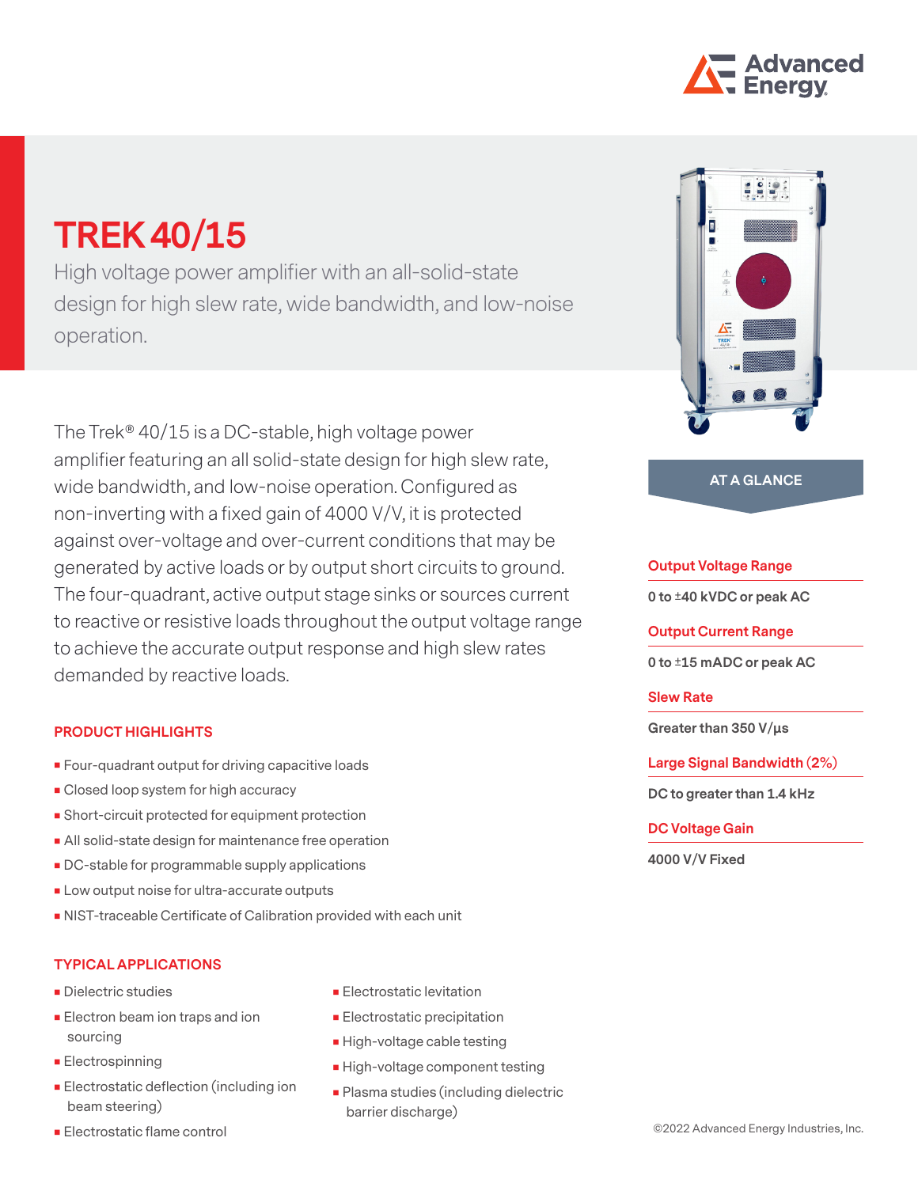# TREK 40/15

High voltage power amplifier with an all-solid-state design for high slew rate, wide bandwidth, and low-noise operation.

The Trek® 40/15 is a DC-stable, high voltage power amplifier featuring an all solid-state design for high slew rate, wide bandwidth, and low-noise operation. Configured as non-inverting with a fixed gain of 4000 V/V, it is protected against over-voltage and over-current conditions that may be generated by active loads or by output short circuits to ground. The four-quadrant, active output stage sinks or sources current to reactive or resistive loads throughout the output voltage range to achieve the accurate output response and high slew rates demanded by reactive loads.

## PRODUCT HIGHLIGHTS

- Four-quadrant output for driving capacitive loads
- Closed loop system for high accuracy
- Short-circuit protected for equipment protection
- All solid-state design for maintenance free operation
- DC-stable for programmable supply applications
- Low output noise for ultra-accurate outputs
- NIST-traceable Certificate of Calibration provided with each unit

## TYPICAL APPLICATIONS

- Dielectric studies
- Electron beam ion traps and ion sourcing
- Electrospinning
- Electrostatic deflection (including ion beam steering)
- Electrostatic flame control
- Electrostatic levitation
- Electrostatic precipitation
- High-voltage cable testing
- High-voltage component testing
- Plasma studies (including dielectric barrier discharge)

## AT A GLANCE

**Output Voltage Range**

0 to ±40 kVDC or peak AC

**Output Current Range**

0 to ±15 mADC or peak AC

**Slew Rate**

Greater than 350 V/µs

**Large Signal Bandwidth (2%)**

DC to greater than 1.4 kHz

**DC Voltage Gain**

4000 V/V Fixed

©2022 Advanced Energy Industries, Inc.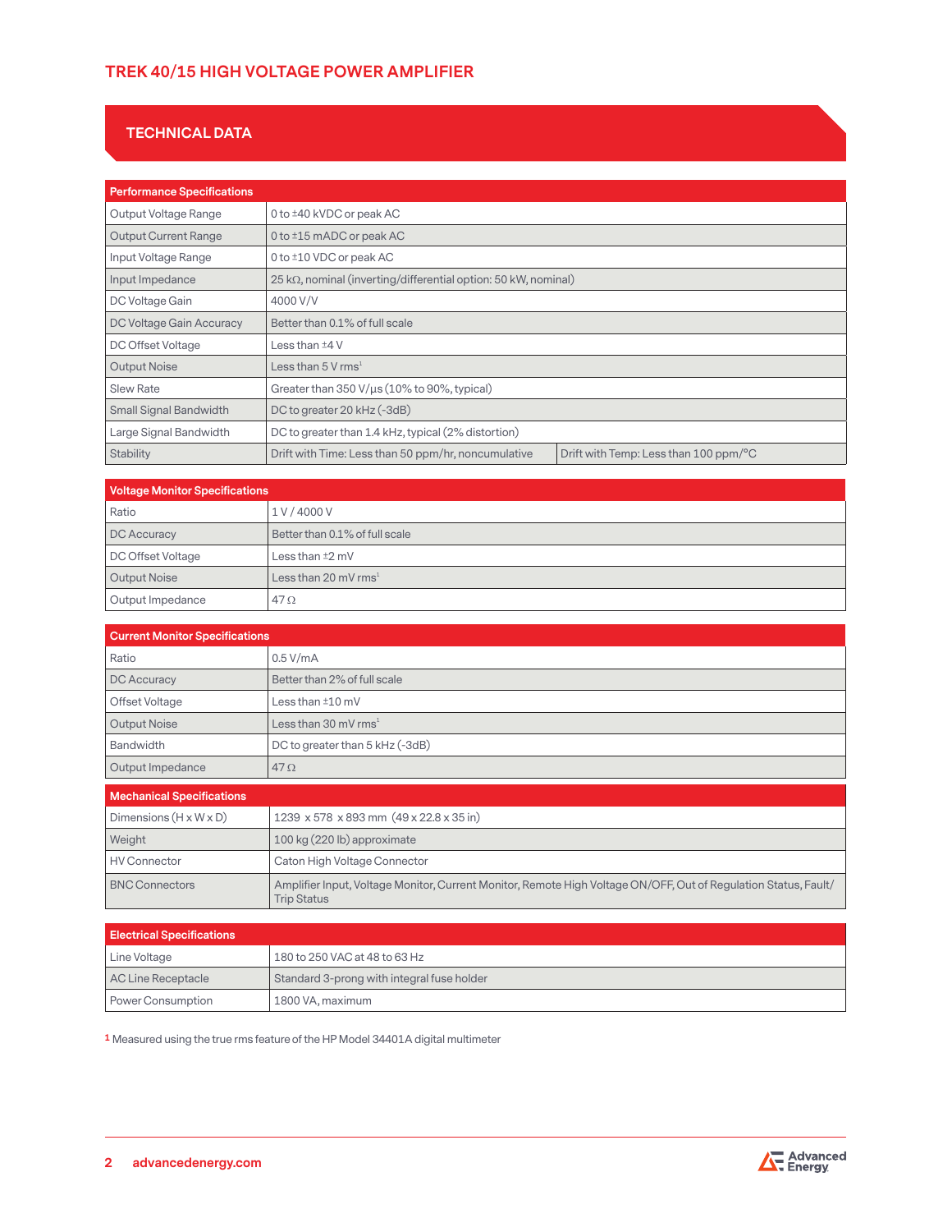# TREK 40/15 HIGH VOLTAGE POWER AMPLIFIER

## TECHNICAL DATA

| Performance Specifications | | |
|---|---|---|
| Output Voltage Range | 0 to ±40 kVDC or peak AC | |
| Output Current Range | 0 to ±15 mADC or peak AC | |
| Input Voltage Range | 0 to ±10 VDC or peak AC | |
| Input Impedance | 25 kΩ, nominal (inverting/differential option: 50 kW, nominal) | |
| DC Voltage Gain | 4000 V/V | |
| DC Voltage Gain Accuracy | Better than 0.1% of full scale | |
| DC Offset Voltage | Less than ±4 V | |
| Output Noise | Less than 5 V rms[1] | |
| Slew Rate | Greater than 350 V/µs (10% to 90%, typical) | |
| Small Signal Bandwidth | DC to greater 20 kHz (-3dB) | |
| Large Signal Bandwidth | DC to greater than 1.4 kHz, typical (2% distortion) | |
| Stability | Drift with Time: Less than 50 ppm/hr, noncumulative | Drift with Temp: Less than 100 ppm/°C |

| Voltage Monitor Specifications | |
|---|---|
| Ratio | 1 V / 4000 V |
| DC Accuracy | Better than 0.1% of full scale |
| DC Offset Voltage | Less than ±2 mV |
| Output Noise | Less than 20 mV rms[1] |
| Output Impedance | 47 Ω |

| Current Monitor Specifications | |
|---|---|
| Ratio | 0.5 V/mA |
| DC Accuracy | Better than 2% of full scale |
| Offset Voltage | Less than ±10 mV |
| Output Noise | Less than 30 mV rms[1] |
| Bandwidth | DC to greater than 5 kHz (-3dB) |
| Output Impedance | 47 Ω |

| Mechanical Specifications | |
|---|---|
| Dimensions (H x W x D) | 1239 x 578 x 893 mm (49 x 22.8 x 35 in) |
| Weight | 100 kg (220 lb) approximate |
| HV Connector | Caton High Voltage Connector |
| BNC Connectors | Amplifier Input, Voltage Monitor, Current Monitor, Remote High Voltage ON/OFF, Out of Regulation Status, Fault/ Trip Status |

| Electrical Specifications | |
|---|---|
| Line Voltage | 180 to 250 VAC at 48 to 63 Hz |
| AC Line Receptacle | Standard 3-prong with integral fuse holder |
| Power Consumption | 1800 VA, maximum |

[1] Measured using the true rms feature of the HP Model 34401A digital multimeter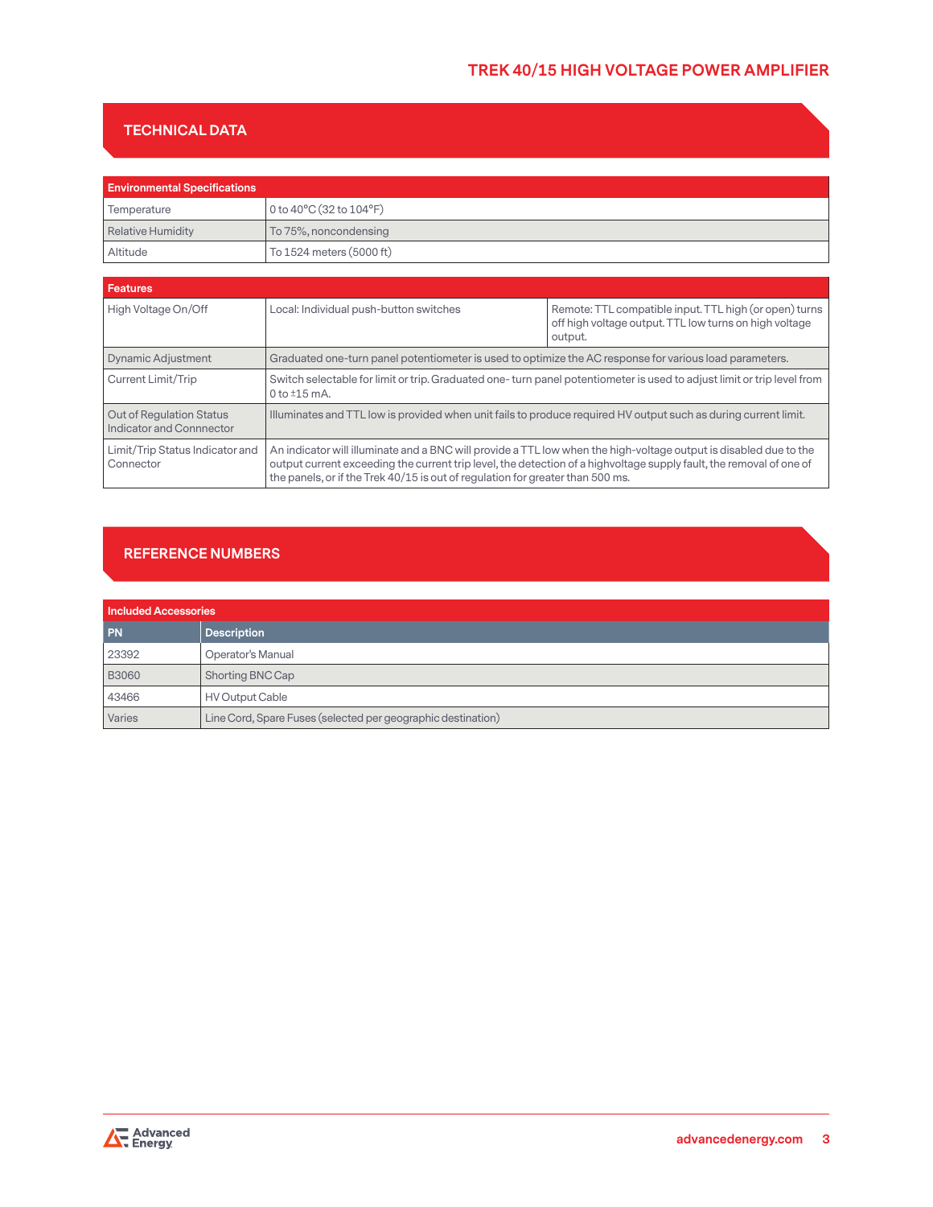## TECHNICAL DATA

| Environmental Specifications | |
|---|---|
| Temperature | 0 to 40°C (32 to 104°F) |
| Relative Humidity | To 75%, noncondensing |
| Altitude | To 1524 meters (5000 ft) |

| Features | | |
|---|---|---|
| High Voltage On/Off | Local: Individual push-button switches | Remote: TTL compatible input. TTL high (or open) turns off high voltage output. TTL low turns on high voltage output. |
| Dynamic Adjustment | Graduated one-turn panel potentiometer is used to optimize the AC response for various load parameters. | |
| Current Limit/Trip | Switch selectable for limit or trip. Graduated one- turn panel potentiometer is used to adjust limit or trip level from 0 to ±15 mA. | |
| Out of Regulation Status Indicator and Connnector | Illuminates and TTL low is provided when unit fails to produce required HV output such as during current limit. | |
| Limit/Trip Status Indicator and Connector | An indicator will illuminate and a BNC will provide a TTL low when the high-voltage output is disabled due to the output current exceeding the current trip level, the detection of a highvoltage supply fault, the removal of one of the panels, or if the Trek 40/15 is out of regulation for greater than 500 ms. | |

## REFERENCE NUMBERS

| Included Accessories | |
|---|---|
| **PN** | **Description** |
| 23392 | Operator's Manual |
| B3060 | Shorting BNC Cap |
| 43466 | HV Output Cable |
| Varies | Line Cord, Spare Fuses (selected per geographic destination) |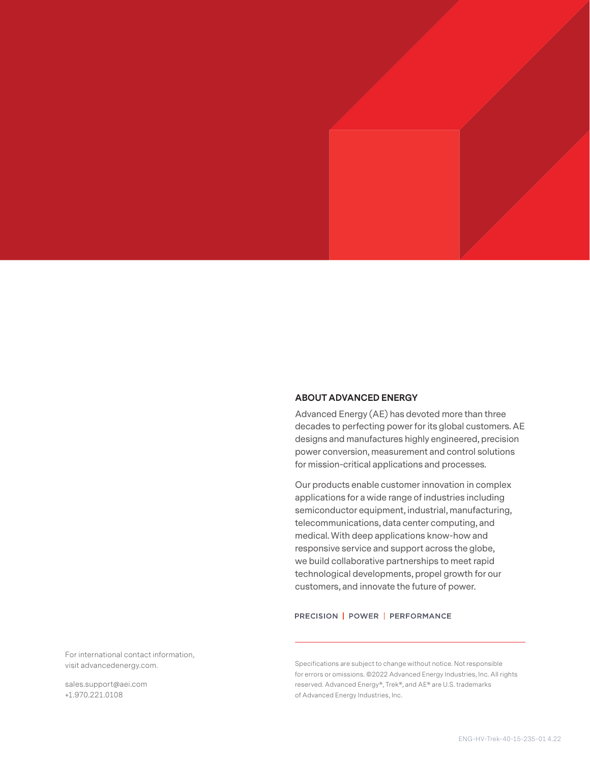## ABOUT ADVANCED ENERGY

Advanced Energy (AE) has devoted more than three decades to perfecting power for its global customers. AE designs and manufactures highly engineered, precision power conversion, measurement and control solutions for mission-critical applications and processes.

Our products enable customer innovation in complex applications for a wide range of industries including semiconductor equipment, industrial, manufacturing, telecommunications, data center computing, and medical. With deep applications know-how and responsive service and support across the globe, we build collaborative partnerships to meet rapid technological developments, propel growth for our customers, and innovate the future of power.

PRECISION | POWER | PERFORMANCE

For international contact information, visit advancedenergy.com.

sales.support@aei.com
+1.970.221.0108

Specifications are subject to change without notice. Not responsible for errors or omissions. ©2022 Advanced Energy Industries, Inc. All rights reserved. Advanced Energy®, Trek®, and AE® are U.S. trademarks of Advanced Energy Industries, Inc.

ENG-HV-Trek-40-15-235-01 4.22